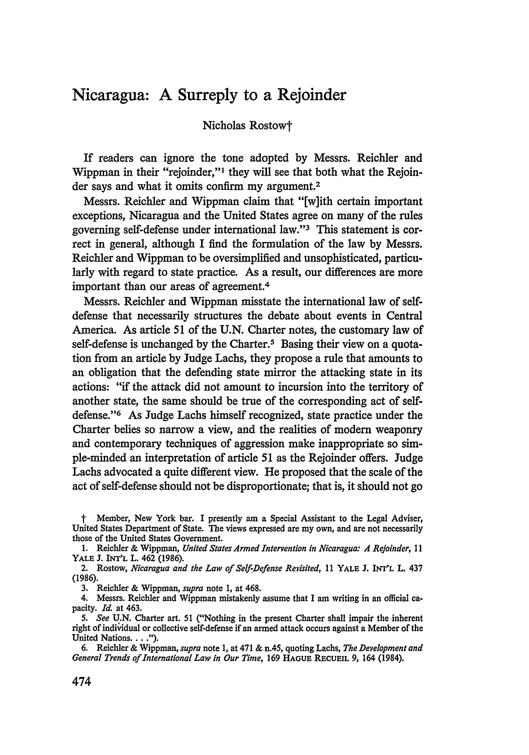# Nicaragua: A Surreply to a Rejoinder

Nicholas Rostow†

If readers can ignore the tone adopted by Messrs. Reichler and Wippman in their "rejoinder,"[1] they will see that both what the Rejoinder says and what it omits confirm my argument.[2]

Messrs. Reichler and Wippman claim that "[w]ith certain important exceptions, Nicaragua and the United States agree on many of the rules governing self-defense under international law."[3] This statement is correct in general, although I find the formulation of the law by Messrs. Reichler and Wippman to be oversimplified and unsophisticated, particularly with regard to state practice. As a result, our differences are more important than our areas of agreement.[4]

Messrs. Reichler and Wippman misstate the international law of self-defense that necessarily structures the debate about events in Central America. As article 51 of the U.N. Charter notes, the customary law of self-defense is unchanged by the Charter.[5] Basing their view on a quotation from an article by Judge Lachs, they propose a rule that amounts to an obligation that the defending state mirror the attacking state in its actions: "if the attack did not amount to incursion into the territory of another state, the same should be true of the corresponding act of self-defense."[6] As Judge Lachs himself recognized, state practice under the Charter belies so narrow a view, and the realities of modern weaponry and contemporary techniques of aggression make inappropriate so simple-minded an interpretation of article 51 as the Rejoinder offers. Judge Lachs advocated a quite different view. He proposed that the scale of the act of self-defense should not be disproportionate; that is, it should not go

---

† Member, New York bar. I presently am a Special Assistant to the Legal Adviser, United States Department of State. The views expressed are my own, and are not necessarily those of the United States Government.

1. Reichler & Wippman, *United States Armed Intervention in Nicaragua: A Rejoinder*, 11 YALE J. INT'L L. 462 (1986).

2. Rostow, *Nicaragua and the Law of Self-Defense Revisited*, 11 YALE J. INT'L L. 437 (1986).

3. Reichler & Wippman, *supra* note 1, at 468.

4. Messrs. Reichler and Wippman mistakenly assume that I am writing in an official capacity. *Id.* at 463.

5. *See* U.N. Charter art. 51 ("Nothing in the present Charter shall impair the inherent right of individual or collective self-defense if an armed attack occurs against a Member of the United Nations. . . .").

6. Reichler & Wippman, *supra* note 1, at 471 & n.45, quoting Lachs, *The Development and General Trends of International Law in Our Time*, 169 HAGUE RECUEIL 9, 164 (1984).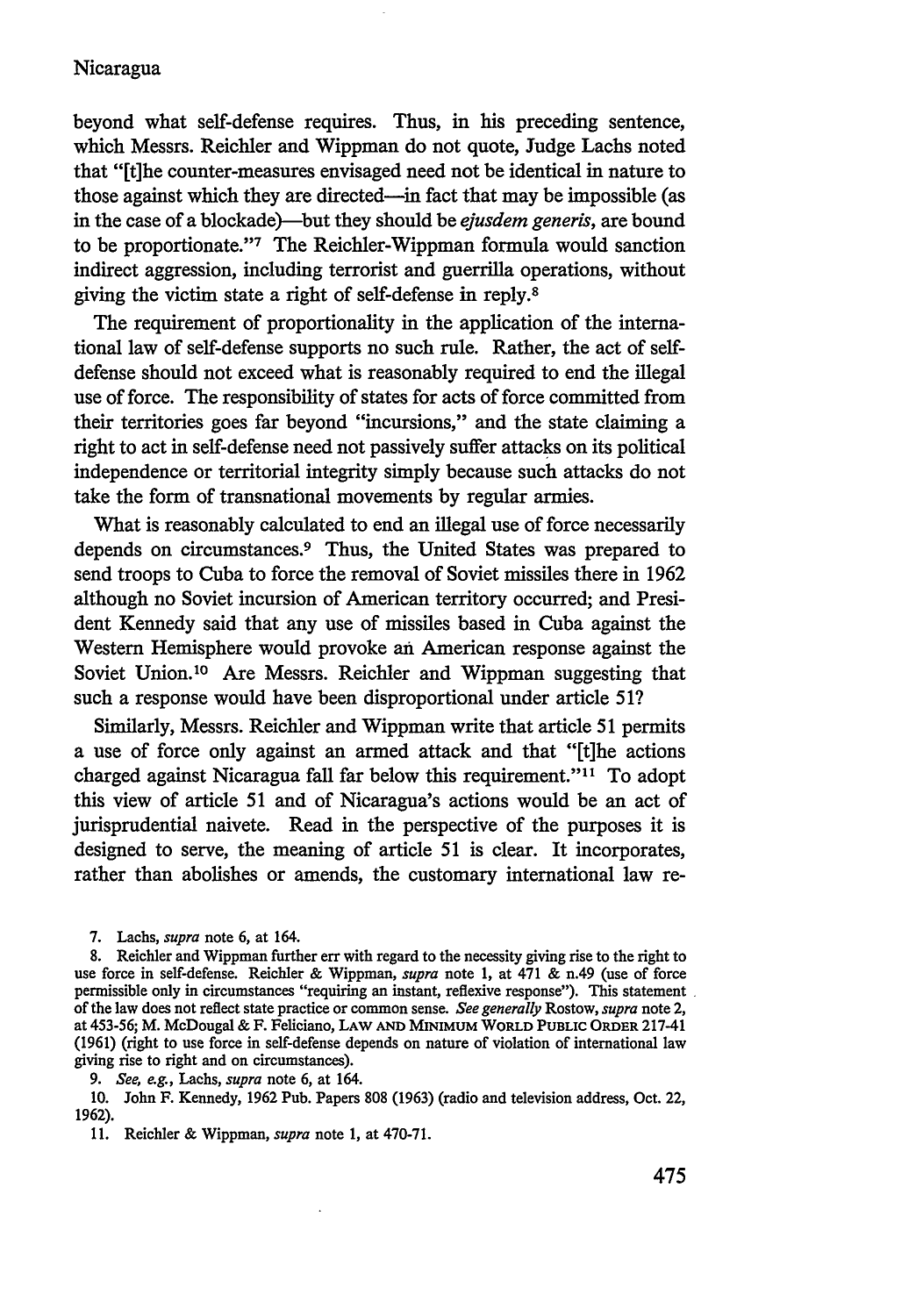beyond what self-defense requires. Thus, in his preceding sentence, which Messrs. Reichler and Wippman do not quote, Judge Lachs noted that "[t]he counter-measures envisaged need not be identical in nature to those against which they are directed—in fact that may be impossible (as in the case of a blockade)—but they should be *ejusdem generis*, are bound to be proportionate."[7] The Reichler-Wippman formula would sanction indirect aggression, including terrorist and guerrilla operations, without giving the victim state a right of self-defense in reply.[8]

The requirement of proportionality in the application of the international law of self-defense supports no such rule. Rather, the act of self-defense should not exceed what is reasonably required to end the illegal use of force. The responsibility of states for acts of force committed from their territories goes far beyond "incursions," and the state claiming a right to act in self-defense need not passively suffer attacks on its political independence or territorial integrity simply because such attacks do not take the form of transnational movements by regular armies.

What is reasonably calculated to end an illegal use of force necessarily depends on circumstances.[9] Thus, the United States was prepared to send troops to Cuba to force the removal of Soviet missiles there in 1962 although no Soviet incursion of American territory occurred; and President Kennedy said that any use of missiles based in Cuba against the Western Hemisphere would provoke an American response against the Soviet Union.[10] Are Messrs. Reichler and Wippman suggesting that such a response would have been disproportional under article 51?

Similarly, Messrs. Reichler and Wippman write that article 51 permits a use of force only against an armed attack and that "[t]he actions charged against Nicaragua fall far below this requirement."[11] To adopt this view of article 51 and of Nicaragua's actions would be an act of jurisprudential naivete. Read in the perspective of the purposes it is designed to serve, the meaning of article 51 is clear. It incorporates, rather than abolishes or amends, the customary international law re-

---

7. Lachs, *supra* note 6, at 164.

8. Reichler and Wippman further err with regard to the necessity giving rise to the right to use force in self-defense. Reichler & Wippman, *supra* note 1, at 471 & n.49 (use of force permissible only in circumstances "requiring an instant, reflexive response"). This statement of the law does not reflect state practice or common sense. *See generally* Rostow, *supra* note 2, at 453-56; M. McDougal & F. Feliciano, LAW AND MINIMUM WORLD PUBLIC ORDER 217-41 (1961) (right to use force in self-defense depends on nature of violation of international law giving rise to right and on circumstances).

9. *See, e.g.*, Lachs, *supra* note 6, at 164.

10. John F. Kennedy, 1962 Pub. Papers 808 (1963) (radio and television address, Oct. 22, 1962).

11. Reichler & Wippman, *supra* note 1, at 470-71.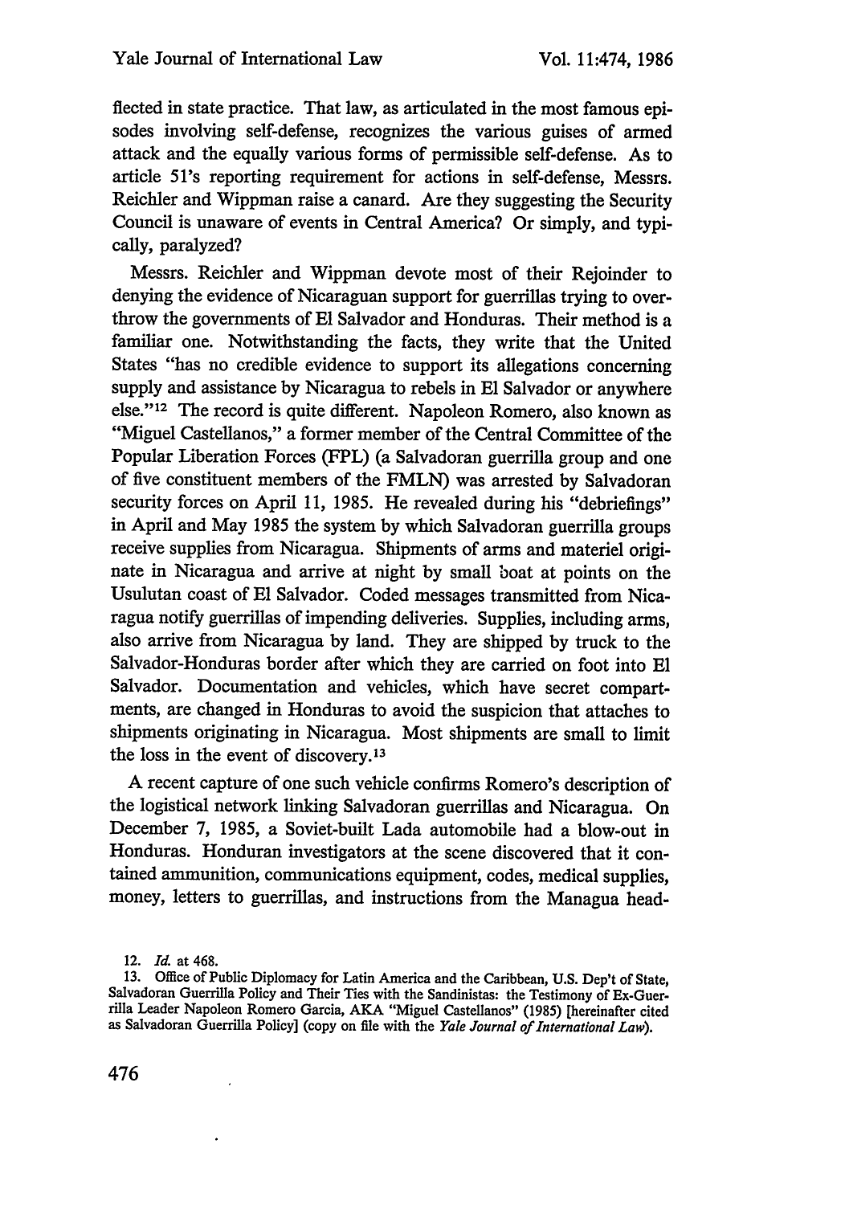flected in state practice. That law, as articulated in the most famous episodes involving self-defense, recognizes the various guises of armed attack and the equally various forms of permissible self-defense. As to article 51's reporting requirement for actions in self-defense, Messrs. Reichler and Wippman raise a canard. Are they suggesting the Security Council is unaware of events in Central America? Or simply, and typically, paralyzed?

Messrs. Reichler and Wippman devote most of their Rejoinder to denying the evidence of Nicaraguan support for guerrillas trying to overthrow the governments of El Salvador and Honduras. Their method is a familiar one. Notwithstanding the facts, they write that the United States "has no credible evidence to support its allegations concerning supply and assistance by Nicaragua to rebels in El Salvador or anywhere else."[12] The record is quite different. Napoleon Romero, also known as "Miguel Castellanos," a former member of the Central Committee of the Popular Liberation Forces (FPL) (a Salvadoran guerrilla group and one of five constituent members of the FMLN) was arrested by Salvadoran security forces on April 11, 1985. He revealed during his "debriefings" in April and May 1985 the system by which Salvadoran guerrilla groups receive supplies from Nicaragua. Shipments of arms and materiel originate in Nicaragua and arrive at night by small boat at points on the Usulutan coast of El Salvador. Coded messages transmitted from Nicaragua notify guerrillas of impending deliveries. Supplies, including arms, also arrive from Nicaragua by land. They are shipped by truck to the Salvador-Honduras border after which they are carried on foot into El Salvador. Documentation and vehicles, which have secret compartments, are changed in Honduras to avoid the suspicion that attaches to shipments originating in Nicaragua. Most shipments are small to limit the loss in the event of discovery.[13]

A recent capture of one such vehicle confirms Romero's description of the logistical network linking Salvadoran guerrillas and Nicaragua. On December 7, 1985, a Soviet-built Lada automobile had a blow-out in Honduras. Honduran investigators at the scene discovered that it contained ammunition, communications equipment, codes, medical supplies, money, letters to guerrillas, and instructions from the Managua head-

12. *Id.* at 468.

13. Office of Public Diplomacy for Latin America and the Caribbean, U.S. Dep't of State, Salvadoran Guerrilla Policy and Their Ties with the Sandinistas: the Testimony of Ex-Guerrilla Leader Napoleon Romero Garcia, AKA "Miguel Castellanos" (1985) [hereinafter cited as Salvadoran Guerrilla Policy] (copy on file with the *Yale Journal of International Law*).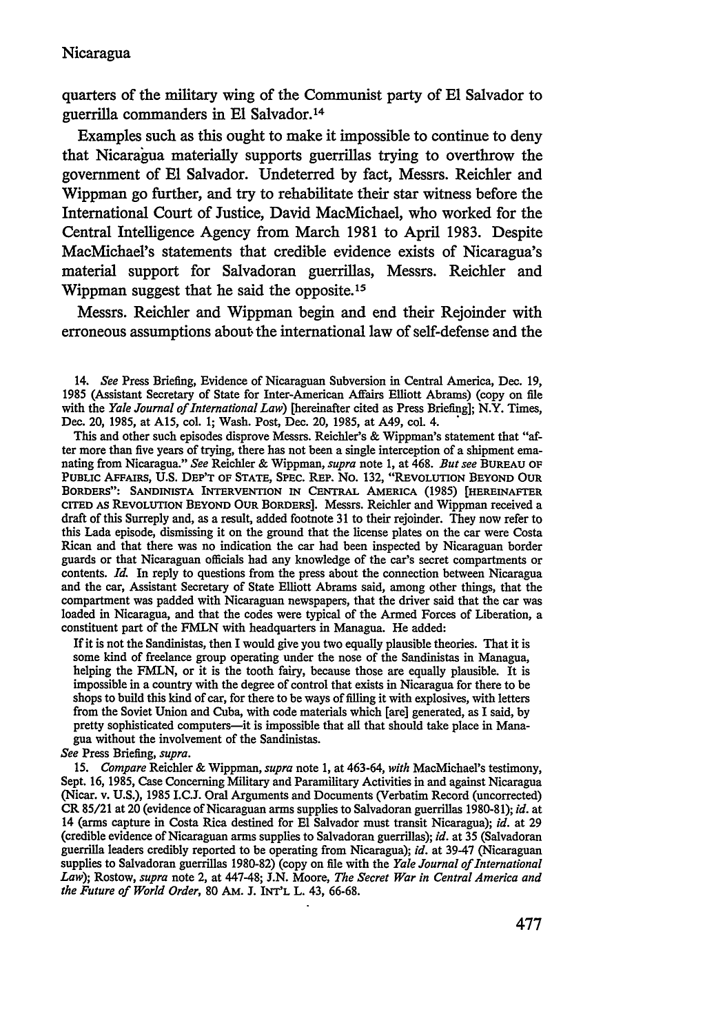quarters of the military wing of the Communist party of El Salvador to guerrilla commanders in El Salvador.[14]

Examples such as this ought to make it impossible to continue to deny that Nicaragua materially supports guerrillas trying to overthrow the government of El Salvador. Undeterred by fact, Messrs. Reichler and Wippman go further, and try to rehabilitate their star witness before the International Court of Justice, David MacMichael, who worked for the Central Intelligence Agency from March 1981 to April 1983. Despite MacMichael's statements that credible evidence exists of Nicaragua's material support for Salvadoran guerrillas, Messrs. Reichler and Wippman suggest that he said the opposite.[15]

Messrs. Reichler and Wippman begin and end their Rejoinder with erroneous assumptions about the international law of self-defense and the

14. *See* Press Briefing, Evidence of Nicaraguan Subversion in Central America, Dec. 19, 1985 (Assistant Secretary of State for Inter-American Affairs Elliott Abrams) (copy on file with the *Yale Journal of International Law*) [hereinafter cited as Press Briefing]; N.Y. Times, Dec. 20, 1985, at A15, col. 1; Wash. Post, Dec. 20, 1985, at A49, col. 4.

This and other such episodes disprove Messrs. Reichler's & Wippman's statement that "after more than five years of trying, there has not been a single interception of a shipment emanating from Nicaragua." *See* Reichler & Wippman, *supra* note 1, at 468. *But see* BUREAU OF PUBLIC AFFAIRS, U.S. DEP'T OF STATE, SPEC. REP. NO. 132, "REVOLUTION BEYOND OUR BORDERS": SANDINISTA INTERVENTION IN CENTRAL AMERICA (1985) [HEREINAFTER CITED AS REVOLUTION BEYOND OUR BORDERS]. Messrs. Reichler and Wippman received a draft of this Surreply and, as a result, added footnote 31 to their rejoinder. They now refer to this Lada episode, dismissing it on the ground that the license plates on the car were Costa Rican and that there was no indication the car had been inspected by Nicaraguan border guards or that Nicaraguan officials had any knowledge of the car's secret compartments or contents. *Id.* In reply to questions from the press about the connection between Nicaragua and the car, Assistant Secretary of State Elliott Abrams said, among other things, that the compartment was padded with Nicaraguan newspapers, that the driver said that the car was loaded in Nicaragua, and that the codes were typical of the Armed Forces of Liberation, a constituent part of the FMLN with headquarters in Managua. He added:

> If it is not the Sandinistas, then I would give you two equally plausible theories. That it is some kind of freelance group operating under the nose of the Sandinistas in Managua, helping the FMLN, or it is the tooth fairy, because those are equally plausible. It is impossible in a country with the degree of control that exists in Nicaragua for there to be shops to build this kind of car, for there to be ways of filling it with explosives, with letters from the Soviet Union and Cuba, with code materials which [are] generated, as I said, by pretty sophisticated computers—it is impossible that all that should take place in Managua without the involvement of the Sandinistas.

*See* Press Briefing, *supra*.

15. *Compare* Reichler & Wippman, *supra* note 1, at 463-64, *with* MacMichael's testimony, Sept. 16, 1985, Case Concerning Military and Paramilitary Activities in and against Nicaragua (Nicar. v. U.S.), 1985 I.C.J. Oral Arguments and Documents (Verbatim Record (uncorrected) CR 85/21 at 20 (evidence of Nicaraguan arms supplies to Salvadoran guerrillas 1980-81); *id.* at 14 (arms capture in Costa Rica destined for El Salvador must transit Nicaragua); *id.* at 29 (credible evidence of Nicaraguan arms supplies to Salvadoran guerrillas); *id.* at 35 (Salvadoran guerrilla leaders credibly reported to be operating from Nicaragua); *id.* at 39-47 (Nicaraguan supplies to Salvadoran guerrillas 1980-82) (copy on file with the *Yale Journal of International Law*); Rostow, *supra* note 2, at 447-48; J.N. Moore, *The Secret War in Central America and the Future of World Order*, 80 AM. J. INT'L L. 43, 66-68.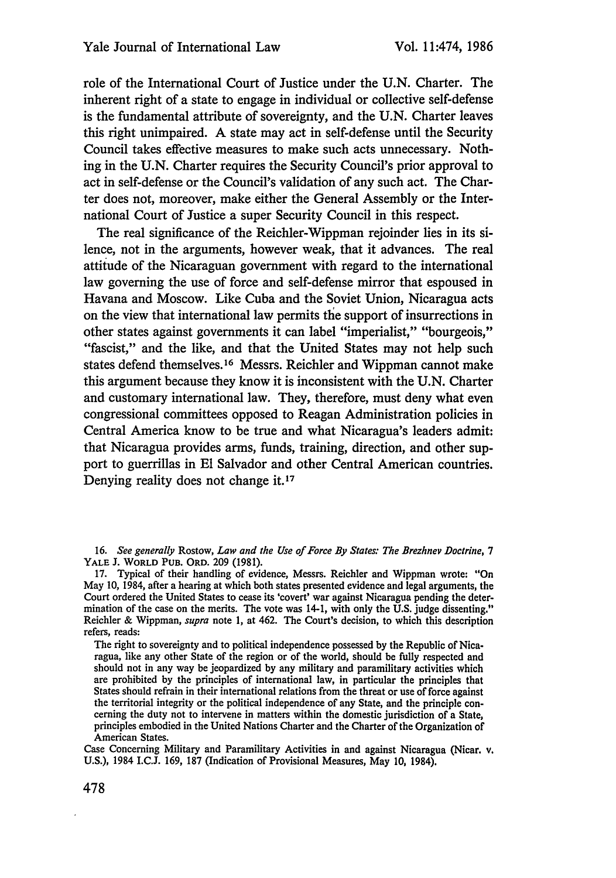role of the International Court of Justice under the U.N. Charter. The inherent right of a state to engage in individual or collective self-defense is the fundamental attribute of sovereignty, and the U.N. Charter leaves this right unimpaired. A state may act in self-defense until the Security Council takes effective measures to make such acts unnecessary. Nothing in the U.N. Charter requires the Security Council's prior approval to act in self-defense or the Council's validation of any such act. The Charter does not, moreover, make either the General Assembly or the International Court of Justice a super Security Council in this respect.

The real significance of the Reichler-Wippman rejoinder lies in its silence, not in the arguments, however weak, that it advances. The real attitude of the Nicaraguan government with regard to the international law governing the use of force and self-defense mirror that espoused in Havana and Moscow. Like Cuba and the Soviet Union, Nicaragua acts on the view that international law permits the support of insurrections in other states against governments it can label "imperialist," "bourgeois," "fascist," and the like, and that the United States may not help such states defend themselves.[16] Messrs. Reichler and Wippman cannot make this argument because they know it is inconsistent with the U.N. Charter and customary international law. They, therefore, must deny what even congressional committees opposed to Reagan Administration policies in Central America know to be true and what Nicaragua's leaders admit: that Nicaragua provides arms, funds, training, direction, and other support to guerrillas in El Salvador and other Central American countries. Denying reality does not change it.[17]

---

16. *See generally* Rostow, *Law and the Use of Force By States: The Brezhnev Doctrine*, 7 YALE J. WORLD PUB. ORD. 209 (1981).

17. Typical of their handling of evidence, Messrs. Reichler and Wippman wrote: "On May 10, 1984, after a hearing at which both states presented evidence and legal arguments, the Court ordered the United States to cease its 'covert' war against Nicaragua pending the determination of the case on the merits. The vote was 14-1, with only the U.S. judge dissenting." Reichler & Wippman, *supra* note 1, at 462. The Court's decision, to which this description refers, reads:

> The right to sovereignty and to political independence possessed by the Republic of Nicaragua, like any other State of the region or of the world, should be fully respected and should not in any way be jeopardized by any military and paramilitary activities which are prohibited by the principles of international law, in particular the principles that States should refrain in their international relations from the threat or use of force against the territorial integrity or the political independence of any State, and the principle concerning the duty not to intervene in matters within the domestic jurisdiction of a State, principles embodied in the United Nations Charter and the Charter of the Organization of American States.

Case Concerning Military and Paramilitary Activities in and against Nicaragua (Nicar. v. U.S.), 1984 I.C.J. 169, 187 (Indication of Provisional Measures, May 10, 1984).